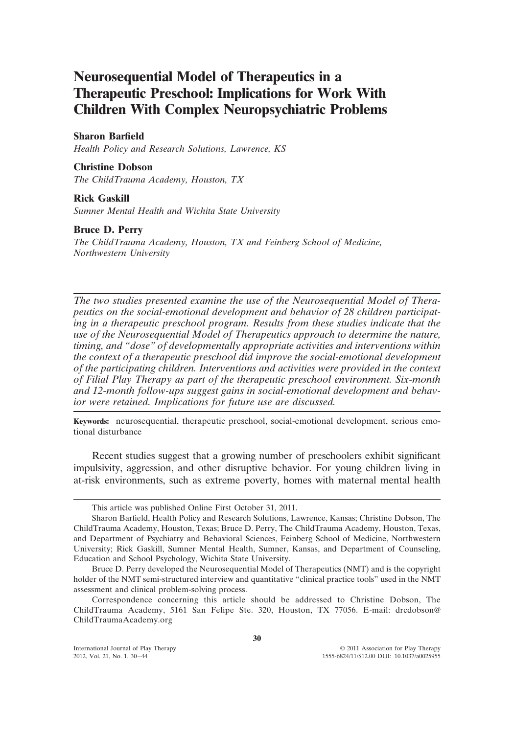# Neurosequential Model of Therapeutics in a Therapeutic Preschool: Implications for Work With Children With Complex Neuropsychiatric Problems

**Sharon Barfield**
*Health Policy and Research Solutions, Lawrence, KS*

**Christine Dobson**
*The ChildTrauma Academy, Houston, TX*

**Rick Gaskill**
*Sumner Mental Health and Wichita State University*

**Bruce D. Perry**
*The ChildTrauma Academy, Houston, TX and Feinberg School of Medicine, Northwestern University*

---

*The two studies presented examine the use of the Neurosequential Model of Therapeutics on the social-emotional development and behavior of 28 children participating in a therapeutic preschool program. Results from these studies indicate that the use of the Neurosequential Model of Therapeutics approach to determine the nature, timing, and "dose" of developmentally appropriate activities and interventions within the context of a therapeutic preschool did improve the social-emotional development of the participating children. Interventions and activities were provided in the context of Filial Play Therapy as part of the therapeutic preschool environment. Six-month and 12-month follow-ups suggest gains in social-emotional development and behavior were retained. Implications for future use are discussed.*

---

**Keywords:** neurosequential, therapeutic preschool, social-emotional development, serious emotional disturbance

Recent studies suggest that a growing number of preschoolers exhibit significant impulsivity, aggression, and other disruptive behavior. For young children living in at-risk environments, such as extreme poverty, homes with maternal mental health

---

This article was published Online First October 31, 2011.

Sharon Barfield, Health Policy and Research Solutions, Lawrence, Kansas; Christine Dobson, The ChildTrauma Academy, Houston, Texas; Bruce D. Perry, The ChildTrauma Academy, Houston, Texas, and Department of Psychiatry and Behavioral Sciences, Feinberg School of Medicine, Northwestern University; Rick Gaskill, Sumner Mental Health, Sumner, Kansas, and Department of Counseling, Education and School Psychology, Wichita State University.

Bruce D. Perry developed the Neurosequential Model of Therapeutics (NMT) and is the copyright holder of the NMT semi-structured interview and quantitative "clinical practice tools" used in the NMT assessment and clinical problem-solving process.

Correspondence concerning this article should be addressed to Christine Dobson, The ChildTrauma Academy, 5161 San Felipe Ste. 320, Houston, TX 77056. E-mail: drcdobson@ChildTraumaAcademy.org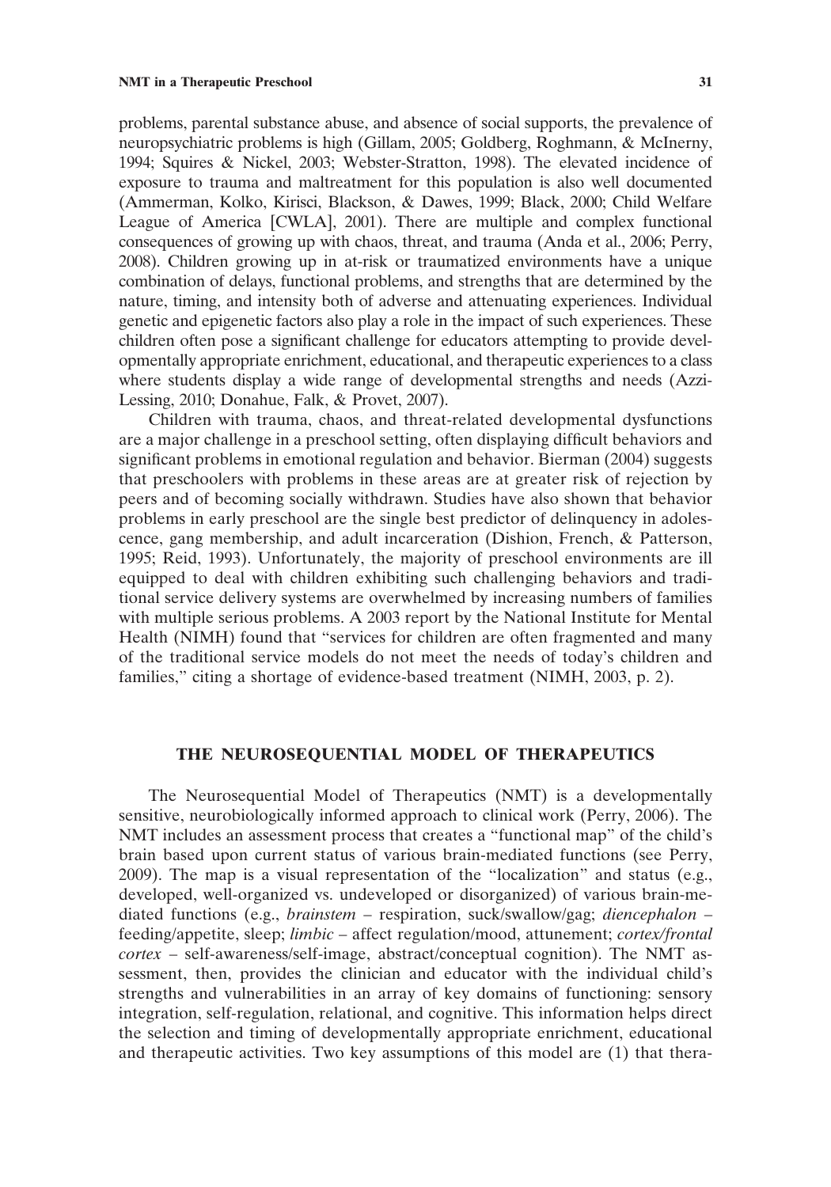problems, parental substance abuse, and absence of social supports, the prevalence of neuropsychiatric problems is high (Gillam, 2005; Goldberg, Roghmann, & McInerny, 1994; Squires & Nickel, 2003; Webster-Stratton, 1998). The elevated incidence of exposure to trauma and maltreatment for this population is also well documented (Ammerman, Kolko, Kirisci, Blackson, & Dawes, 1999; Black, 2000; Child Welfare League of America [CWLA], 2001). There are multiple and complex functional consequences of growing up with chaos, threat, and trauma (Anda et al., 2006; Perry, 2008). Children growing up in at-risk or traumatized environments have a unique combination of delays, functional problems, and strengths that are determined by the nature, timing, and intensity both of adverse and attenuating experiences. Individual genetic and epigenetic factors also play a role in the impact of such experiences. These children often pose a significant challenge for educators attempting to provide developmentally appropriate enrichment, educational, and therapeutic experiences to a class where students display a wide range of developmental strengths and needs (Azzi-Lessing, 2010; Donahue, Falk, & Provet, 2007).

Children with trauma, chaos, and threat-related developmental dysfunctions are a major challenge in a preschool setting, often displaying difficult behaviors and significant problems in emotional regulation and behavior. Bierman (2004) suggests that preschoolers with problems in these areas are at greater risk of rejection by peers and of becoming socially withdrawn. Studies have also shown that behavior problems in early preschool are the single best predictor of delinquency in adolescence, gang membership, and adult incarceration (Dishion, French, & Patterson, 1995; Reid, 1993). Unfortunately, the majority of preschool environments are ill equipped to deal with children exhibiting such challenging behaviors and traditional service delivery systems are overwhelmed by increasing numbers of families with multiple serious problems. A 2003 report by the National Institute for Mental Health (NIMH) found that "services for children are often fragmented and many of the traditional service models do not meet the needs of today's children and families," citing a shortage of evidence-based treatment (NIMH, 2003, p. 2).

## THE NEUROSEQUENTIAL MODEL OF THERAPEUTICS

The Neurosequential Model of Therapeutics (NMT) is a developmentally sensitive, neurobiologically informed approach to clinical work (Perry, 2006). The NMT includes an assessment process that creates a "functional map" of the child's brain based upon current status of various brain-mediated functions (see Perry, 2009). The map is a visual representation of the "localization" and status (e.g., developed, well-organized vs. undeveloped or disorganized) of various brain-mediated functions (e.g., *brainstem* – respiration, suck/swallow/gag; *diencephalon* – feeding/appetite, sleep; *limbic* – affect regulation/mood, attunement; *cortex/frontal cortex* – self-awareness/self-image, abstract/conceptual cognition). The NMT assessment, then, provides the clinician and educator with the individual child's strengths and vulnerabilities in an array of key domains of functioning: sensory integration, self-regulation, relational, and cognitive. This information helps direct the selection and timing of developmentally appropriate enrichment, educational and therapeutic activities. Two key assumptions of this model are (1) that thera-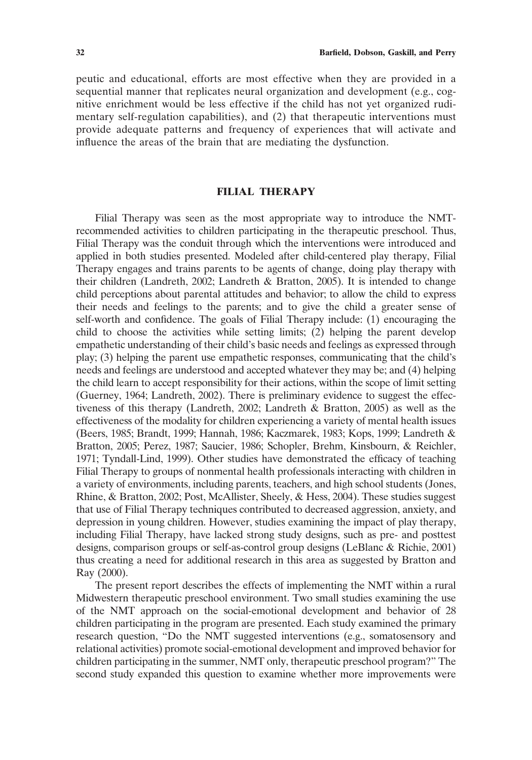peutic and educational, efforts are most effective when they are provided in a sequential manner that replicates neural organization and development (e.g., cognitive enrichment would be less effective if the child has not yet organized rudimentary self-regulation capabilities), and (2) that therapeutic interventions must provide adequate patterns and frequency of experiences that will activate and influence the areas of the brain that are mediating the dysfunction.

## FILIAL THERAPY

Filial Therapy was seen as the most appropriate way to introduce the NMT-recommended activities to children participating in the therapeutic preschool. Thus, Filial Therapy was the conduit through which the interventions were introduced and applied in both studies presented. Modeled after child-centered play therapy, Filial Therapy engages and trains parents to be agents of change, doing play therapy with their children (Landreth, 2002; Landreth & Bratton, 2005). It is intended to change child perceptions about parental attitudes and behavior; to allow the child to express their needs and feelings to the parents; and to give the child a greater sense of self-worth and confidence. The goals of Filial Therapy include: (1) encouraging the child to choose the activities while setting limits; (2) helping the parent develop empathetic understanding of their child's basic needs and feelings as expressed through play; (3) helping the parent use empathetic responses, communicating that the child's needs and feelings are understood and accepted whatever they may be; and (4) helping the child learn to accept responsibility for their actions, within the scope of limit setting (Guerney, 1964; Landreth, 2002). There is preliminary evidence to suggest the effectiveness of this therapy (Landreth, 2002; Landreth & Bratton, 2005) as well as the effectiveness of the modality for children experiencing a variety of mental health issues (Beers, 1985; Brandt, 1999; Hannah, 1986; Kaczmarek, 1983; Kops, 1999; Landreth & Bratton, 2005; Perez, 1987; Saucier, 1986; Schopler, Brehm, Kinsbourn, & Reichler, 1971; Tyndall-Lind, 1999). Other studies have demonstrated the efficacy of teaching Filial Therapy to groups of nonmental health professionals interacting with children in a variety of environments, including parents, teachers, and high school students (Jones, Rhine, & Bratton, 2002; Post, McAllister, Sheely, & Hess, 2004). These studies suggest that use of Filial Therapy techniques contributed to decreased aggression, anxiety, and depression in young children. However, studies examining the impact of play therapy, including Filial Therapy, have lacked strong study designs, such as pre- and posttest designs, comparison groups or self-as-control group designs (LeBlanc & Richie, 2001) thus creating a need for additional research in this area as suggested by Bratton and Ray (2000).

The present report describes the effects of implementing the NMT within a rural Midwestern therapeutic preschool environment. Two small studies examining the use of the NMT approach on the social-emotional development and behavior of 28 children participating in the program are presented. Each study examined the primary research question, "Do the NMT suggested interventions (e.g., somatosensory and relational activities) promote social-emotional development and improved behavior for children participating in the summer, NMT only, therapeutic preschool program?" The second study expanded this question to examine whether more improvements were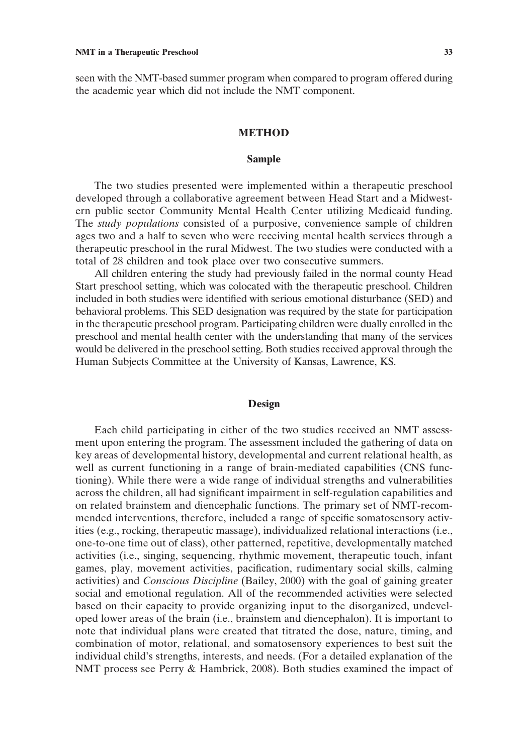seen with the NMT-based summer program when compared to program offered during the academic year which did not include the NMT component.

## METHOD

### Sample

The two studies presented were implemented within a therapeutic preschool developed through a collaborative agreement between Head Start and a Midwestern public sector Community Mental Health Center utilizing Medicaid funding. The *study populations* consisted of a purposive, convenience sample of children ages two and a half to seven who were receiving mental health services through a therapeutic preschool in the rural Midwest. The two studies were conducted with a total of 28 children and took place over two consecutive summers.

All children entering the study had previously failed in the normal county Head Start preschool setting, which was colocated with the therapeutic preschool. Children included in both studies were identified with serious emotional disturbance (SED) and behavioral problems. This SED designation was required by the state for participation in the therapeutic preschool program. Participating children were dually enrolled in the preschool and mental health center with the understanding that many of the services would be delivered in the preschool setting. Both studies received approval through the Human Subjects Committee at the University of Kansas, Lawrence, KS.

### Design

Each child participating in either of the two studies received an NMT assessment upon entering the program. The assessment included the gathering of data on key areas of developmental history, developmental and current relational health, as well as current functioning in a range of brain-mediated capabilities (CNS functioning). While there were a wide range of individual strengths and vulnerabilities across the children, all had significant impairment in self-regulation capabilities and on related brainstem and diencephalic functions. The primary set of NMT-recommended interventions, therefore, included a range of specific somatosensory activities (e.g., rocking, therapeutic massage), individualized relational interactions (i.e., one-to-one time out of class), other patterned, repetitive, developmentally matched activities (i.e., singing, sequencing, rhythmic movement, therapeutic touch, infant games, play, movement activities, pacification, rudimentary social skills, calming activities) and *Conscious Discipline* (Bailey, 2000) with the goal of gaining greater social and emotional regulation. All of the recommended activities were selected based on their capacity to provide organizing input to the disorganized, undeveloped lower areas of the brain (i.e., brainstem and diencephalon). It is important to note that individual plans were created that titrated the dose, nature, timing, and combination of motor, relational, and somatosensory experiences to best suit the individual child's strengths, interests, and needs. (For a detailed explanation of the NMT process see Perry & Hambrick, 2008). Both studies examined the impact of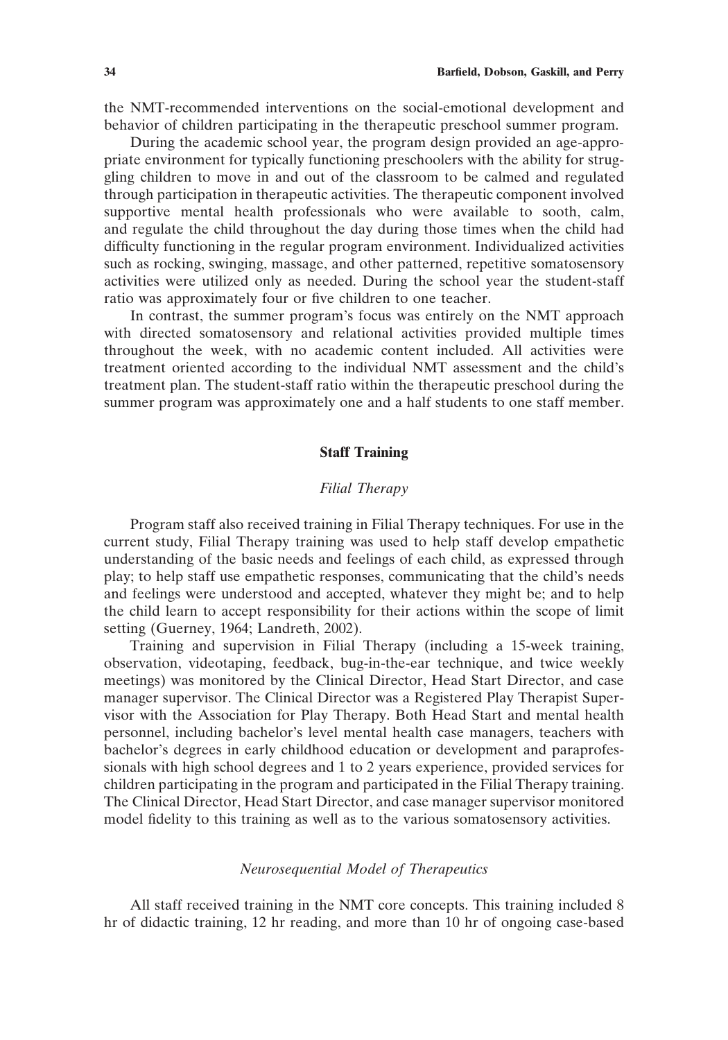the NMT-recommended interventions on the social-emotional development and behavior of children participating in the therapeutic preschool summer program.

During the academic school year, the program design provided an age-appropriate environment for typically functioning preschoolers with the ability for struggling children to move in and out of the classroom to be calmed and regulated through participation in therapeutic activities. The therapeutic component involved supportive mental health professionals who were available to sooth, calm, and regulate the child throughout the day during those times when the child had difficulty functioning in the regular program environment. Individualized activities such as rocking, swinging, massage, and other patterned, repetitive somatosensory activities were utilized only as needed. During the school year the student-staff ratio was approximately four or five children to one teacher.

In contrast, the summer program's focus was entirely on the NMT approach with directed somatosensory and relational activities provided multiple times throughout the week, with no academic content included. All activities were treatment oriented according to the individual NMT assessment and the child's treatment plan. The student-staff ratio within the therapeutic preschool during the summer program was approximately one and a half students to one staff member.

## Staff Training

### *Filial Therapy*

Program staff also received training in Filial Therapy techniques. For use in the current study, Filial Therapy training was used to help staff develop empathetic understanding of the basic needs and feelings of each child, as expressed through play; to help staff use empathetic responses, communicating that the child's needs and feelings were understood and accepted, whatever they might be; and to help the child learn to accept responsibility for their actions within the scope of limit setting (Guerney, 1964; Landreth, 2002).

Training and supervision in Filial Therapy (including a 15-week training, observation, videotaping, feedback, bug-in-the-ear technique, and twice weekly meetings) was monitored by the Clinical Director, Head Start Director, and case manager supervisor. The Clinical Director was a Registered Play Therapist Supervisor with the Association for Play Therapy. Both Head Start and mental health personnel, including bachelor's level mental health case managers, teachers with bachelor's degrees in early childhood education or development and paraprofessionals with high school degrees and 1 to 2 years experience, provided services for children participating in the program and participated in the Filial Therapy training. The Clinical Director, Head Start Director, and case manager supervisor monitored model fidelity to this training as well as to the various somatosensory activities.

### *Neurosequential Model of Therapeutics*

All staff received training in the NMT core concepts. This training included 8 hr of didactic training, 12 hr reading, and more than 10 hr of ongoing case-based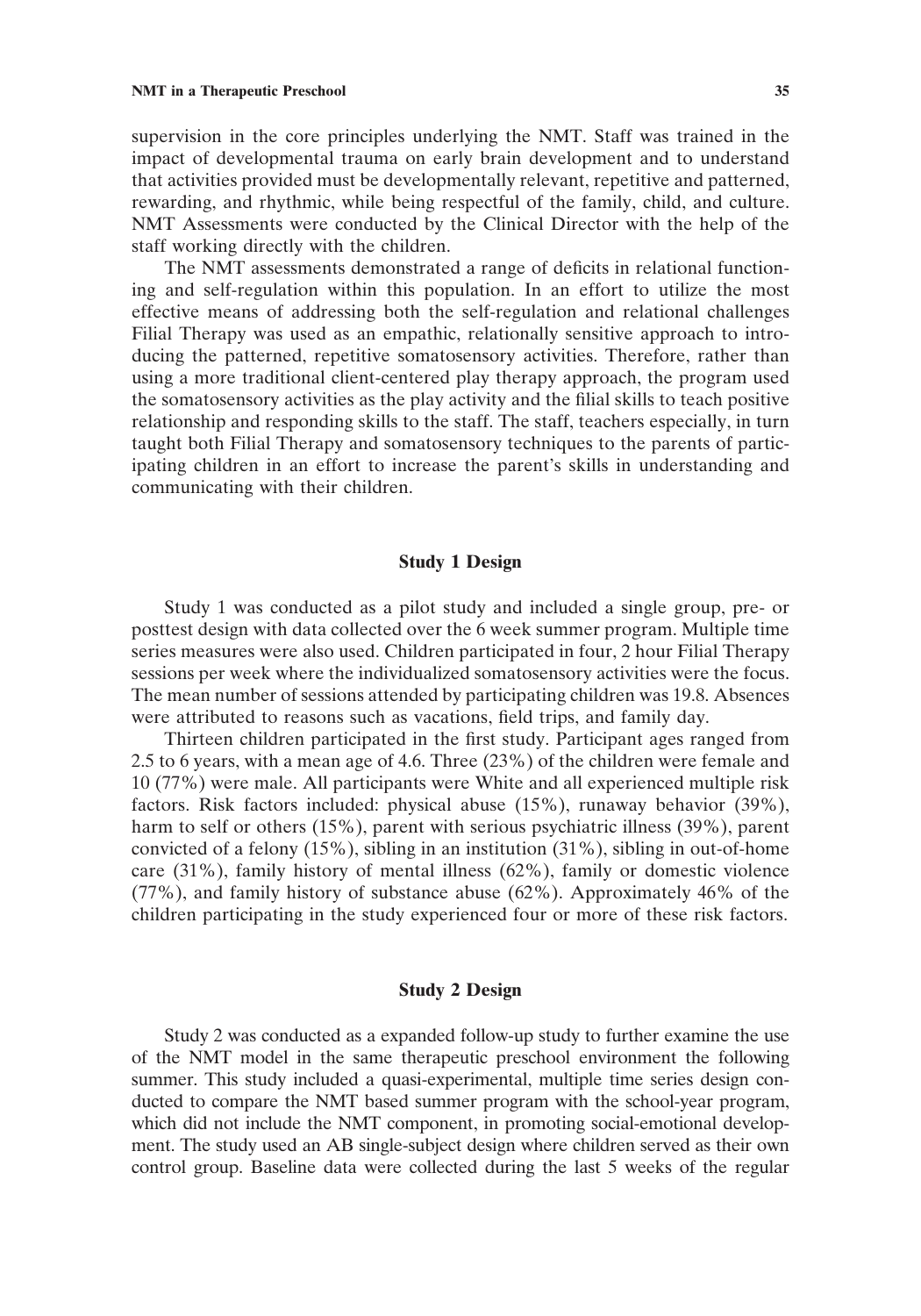supervision in the core principles underlying the NMT. Staff was trained in the impact of developmental trauma on early brain development and to understand that activities provided must be developmentally relevant, repetitive and patterned, rewarding, and rhythmic, while being respectful of the family, child, and culture. NMT Assessments were conducted by the Clinical Director with the help of the staff working directly with the children.

The NMT assessments demonstrated a range of deficits in relational functioning and self-regulation within this population. In an effort to utilize the most effective means of addressing both the self-regulation and relational challenges Filial Therapy was used as an empathic, relationally sensitive approach to introducing the patterned, repetitive somatosensory activities. Therefore, rather than using a more traditional client-centered play therapy approach, the program used the somatosensory activities as the play activity and the filial skills to teach positive relationship and responding skills to the staff. The staff, teachers especially, in turn taught both Filial Therapy and somatosensory techniques to the parents of participating children in an effort to increase the parent's skills in understanding and communicating with their children.

## Study 1 Design

Study 1 was conducted as a pilot study and included a single group, pre- or posttest design with data collected over the 6 week summer program. Multiple time series measures were also used. Children participated in four, 2 hour Filial Therapy sessions per week where the individualized somatosensory activities were the focus. The mean number of sessions attended by participating children was 19.8. Absences were attributed to reasons such as vacations, field trips, and family day.

Thirteen children participated in the first study. Participant ages ranged from 2.5 to 6 years, with a mean age of 4.6. Three (23%) of the children were female and 10 (77%) were male. All participants were White and all experienced multiple risk factors. Risk factors included: physical abuse (15%), runaway behavior (39%), harm to self or others (15%), parent with serious psychiatric illness (39%), parent convicted of a felony (15%), sibling in an institution (31%), sibling in out-of-home care (31%), family history of mental illness (62%), family or domestic violence (77%), and family history of substance abuse (62%). Approximately 46% of the children participating in the study experienced four or more of these risk factors.

## Study 2 Design

Study 2 was conducted as a expanded follow-up study to further examine the use of the NMT model in the same therapeutic preschool environment the following summer. This study included a quasi-experimental, multiple time series design conducted to compare the NMT based summer program with the school-year program, which did not include the NMT component, in promoting social-emotional development. The study used an AB single-subject design where children served as their own control group. Baseline data were collected during the last 5 weeks of the regular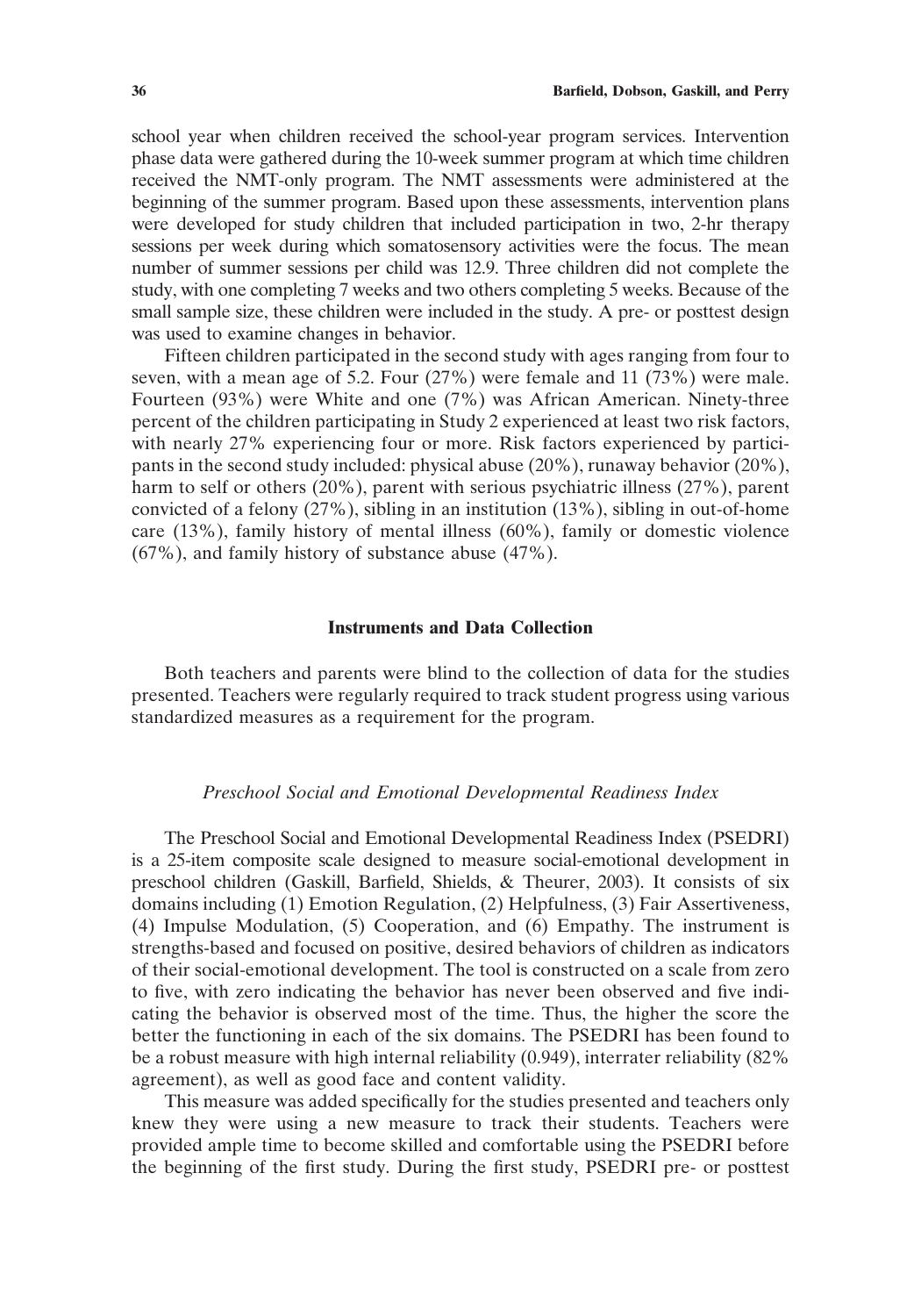school year when children received the school-year program services. Intervention phase data were gathered during the 10-week summer program at which time children received the NMT-only program. The NMT assessments were administered at the beginning of the summer program. Based upon these assessments, intervention plans were developed for study children that included participation in two, 2-hr therapy sessions per week during which somatosensory activities were the focus. The mean number of summer sessions per child was 12.9. Three children did not complete the study, with one completing 7 weeks and two others completing 5 weeks. Because of the small sample size, these children were included in the study. A pre- or posttest design was used to examine changes in behavior.

Fifteen children participated in the second study with ages ranging from four to seven, with a mean age of 5.2. Four (27%) were female and 11 (73%) were male. Fourteen (93%) were White and one (7%) was African American. Ninety-three percent of the children participating in Study 2 experienced at least two risk factors, with nearly 27% experiencing four or more. Risk factors experienced by participants in the second study included: physical abuse (20%), runaway behavior (20%), harm to self or others (20%), parent with serious psychiatric illness (27%), parent convicted of a felony (27%), sibling in an institution (13%), sibling in out-of-home care (13%), family history of mental illness (60%), family or domestic violence (67%), and family history of substance abuse (47%).

## Instruments and Data Collection

Both teachers and parents were blind to the collection of data for the studies presented. Teachers were regularly required to track student progress using various standardized measures as a requirement for the program.

### *Preschool Social and Emotional Developmental Readiness Index*

The Preschool Social and Emotional Developmental Readiness Index (PSEDRI) is a 25-item composite scale designed to measure social-emotional development in preschool children (Gaskill, Barfield, Shields, & Theurer, 2003). It consists of six domains including (1) Emotion Regulation, (2) Helpfulness, (3) Fair Assertiveness, (4) Impulse Modulation, (5) Cooperation, and (6) Empathy. The instrument is strengths-based and focused on positive, desired behaviors of children as indicators of their social-emotional development. The tool is constructed on a scale from zero to five, with zero indicating the behavior has never been observed and five indicating the behavior is observed most of the time. Thus, the higher the score the better the functioning in each of the six domains. The PSEDRI has been found to be a robust measure with high internal reliability (0.949), interrater reliability (82% agreement), as well as good face and content validity.

This measure was added specifically for the studies presented and teachers only knew they were using a new measure to track their students. Teachers were provided ample time to become skilled and comfortable using the PSEDRI before the beginning of the first study. During the first study, PSEDRI pre- or posttest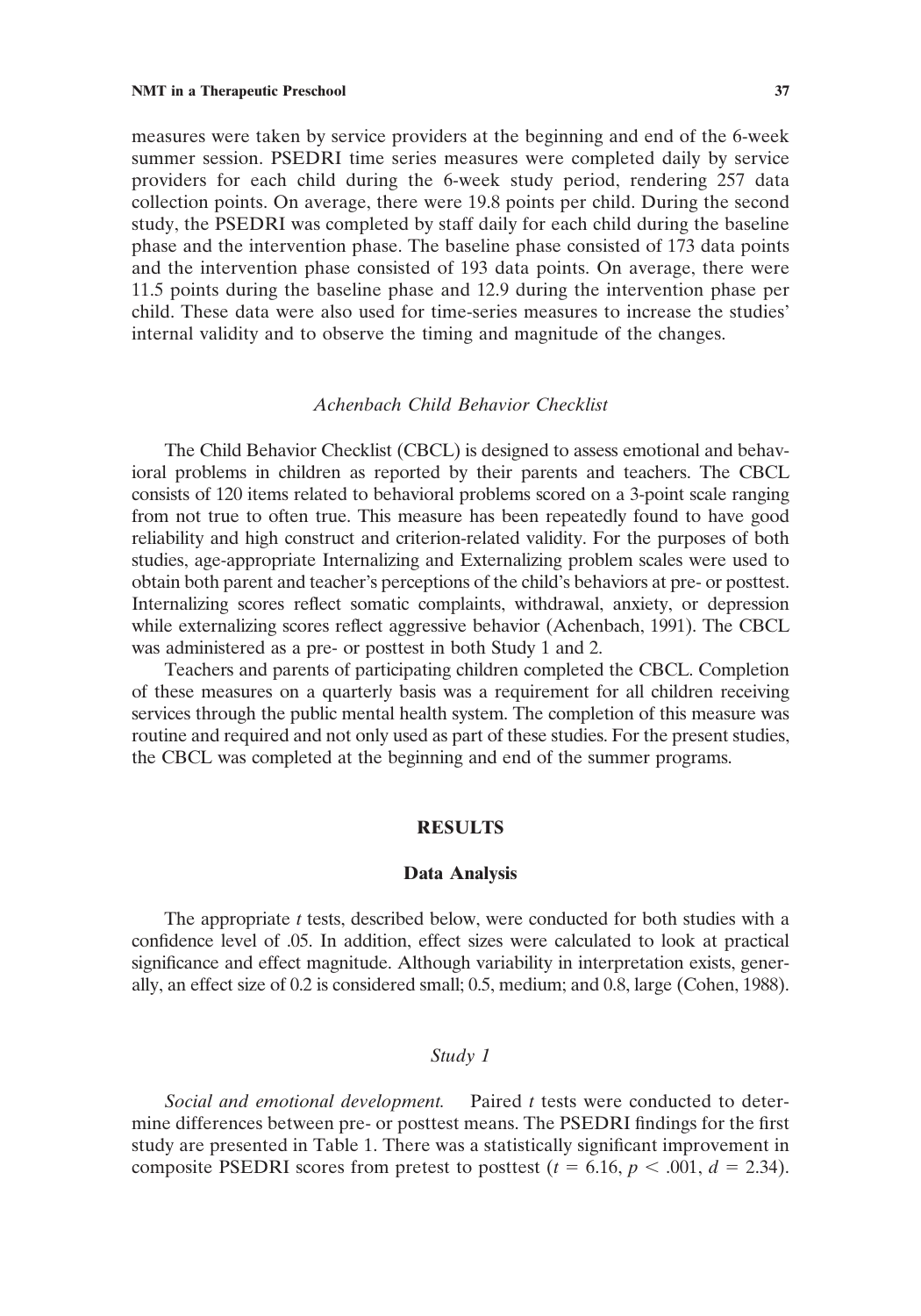measures were taken by service providers at the beginning and end of the 6-week summer session. PSEDRI time series measures were completed daily by service providers for each child during the 6-week study period, rendering 257 data collection points. On average, there were 19.8 points per child. During the second study, the PSEDRI was completed by staff daily for each child during the baseline phase and the intervention phase. The baseline phase consisted of 173 data points and the intervention phase consisted of 193 data points. On average, there were 11.5 points during the baseline phase and 12.9 during the intervention phase per child. These data were also used for time-series measures to increase the studies' internal validity and to observe the timing and magnitude of the changes.

### *Achenbach Child Behavior Checklist*

The Child Behavior Checklist (CBCL) is designed to assess emotional and behavioral problems in children as reported by their parents and teachers. The CBCL consists of 120 items related to behavioral problems scored on a 3-point scale ranging from not true to often true. This measure has been repeatedly found to have good reliability and high construct and criterion-related validity. For the purposes of both studies, age-appropriate Internalizing and Externalizing problem scales were used to obtain both parent and teacher's perceptions of the child's behaviors at pre- or posttest. Internalizing scores reflect somatic complaints, withdrawal, anxiety, or depression while externalizing scores reflect aggressive behavior (Achenbach, 1991). The CBCL was administered as a pre- or posttest in both Study 1 and 2.

Teachers and parents of participating children completed the CBCL. Completion of these measures on a quarterly basis was a requirement for all children receiving services through the public mental health system. The completion of this measure was routine and required and not only used as part of these studies. For the present studies, the CBCL was completed at the beginning and end of the summer programs.

## RESULTS

### Data Analysis

The appropriate *t* tests, described below, were conducted for both studies with a confidence level of .05. In addition, effect sizes were calculated to look at practical significance and effect magnitude. Although variability in interpretation exists, generally, an effect size of 0.2 is considered small; 0.5, medium; and 0.8, large (Cohen, 1988).

### *Study 1*

*Social and emotional development.* Paired *t* tests were conducted to determine differences between pre- or posttest means. The PSEDRI findings for the first study are presented in Table 1. There was a statistically significant improvement in composite PSEDRI scores from pretest to posttest ($t = 6.16$, $p < .001$, $d = 2.34$).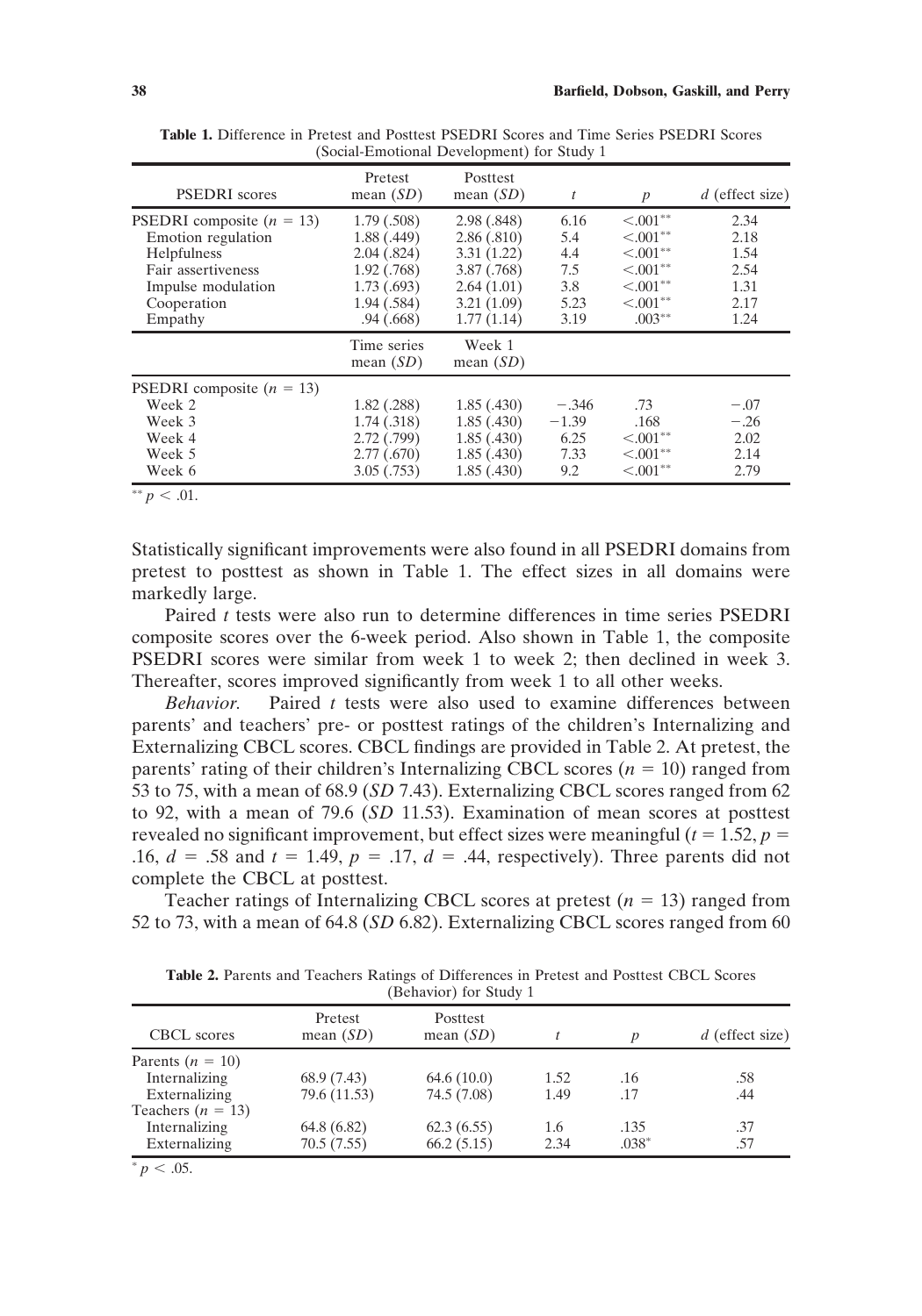**Table 1.** Difference in Pretest and Posttest PSEDRI Scores and Time Series PSEDRI Scores (Social-Emotional Development) for Study 1

| PSEDRI scores | Pretest mean (*SD*) | Posttest mean (*SD*) | *t* | *p* | *d* (effect size) |
|---|---|---|---|---|---|
| PSEDRI composite ($n$ = 13) | 1.79 (.508) | 2.98 (.848) | 6.16 | <.001** | 2.34 |
| Emotion regulation | 1.88 (.449) | 2.86 (.810) | 5.4 | <.001** | 2.18 |
| Helpfulness | 2.04 (.824) | 3.31 (1.22) | 4.4 | <.001** | 1.54 |
| Fair assertiveness | 1.92 (.768) | 3.87 (.768) | 7.5 | <.001** | 2.54 |
| Impulse modulation | 1.73 (.693) | 2.64 (1.01) | 3.8 | <.001** | 1.31 |
| Cooperation | 1.94 (.584) | 3.21 (1.09) | 5.23 | <.001** | 2.17 |
| Empathy | .94 (.668) | 1.77 (1.14) | 3.19 | .003** | 1.24 |
| | Time series mean (*SD*) | Week 1 mean (*SD*) | | | |
| PSEDRI composite ($n$ = 13) | | | | | |
| Week 2 | 1.82 (.288) | 1.85 (.430) | −.346 | .73 | −.07 |
| Week 3 | 1.74 (.318) | 1.85 (.430) | −1.39 | .168 | −.26 |
| Week 4 | 2.72 (.799) | 1.85 (.430) | 6.25 | <.001** | 2.02 |
| Week 5 | 2.77 (.670) | 1.85 (.430) | 7.33 | <.001** | 2.14 |
| Week 6 | 3.05 (.753) | 1.85 (.430) | 9.2 | <.001** | 2.79 |

** $p < .01$.

Statistically significant improvements were also found in all PSEDRI domains from pretest to posttest as shown in Table 1. The effect sizes in all domains were markedly large.

Paired *t* tests were also run to determine differences in time series PSEDRI composite scores over the 6-week period. Also shown in Table 1, the composite PSEDRI scores were similar from week 1 to week 2; then declined in week 3. Thereafter, scores improved significantly from week 1 to all other weeks.

*Behavior.* Paired *t* tests were also used to examine differences between parents' and teachers' pre- or posttest ratings of the children's Internalizing and Externalizing CBCL scores. CBCL findings are provided in Table 2. At pretest, the parents' rating of their children's Internalizing CBCL scores ($n = 10$) ranged from 53 to 75, with a mean of 68.9 (*SD* 7.43). Externalizing CBCL scores ranged from 62 to 92, with a mean of 79.6 (*SD* 11.53). Examination of mean scores at posttest revealed no significant improvement, but effect sizes were meaningful ($t = 1.52$, $p = .16$, $d = .58$ and $t = 1.49$, $p = .17$, $d = .44$, respectively). Three parents did not complete the CBCL at posttest.

Teacher ratings of Internalizing CBCL scores at pretest ($n = 13$) ranged from 52 to 73, with a mean of 64.8 (*SD* 6.82). Externalizing CBCL scores ranged from 60

**Table 2.** Parents and Teachers Ratings of Differences in Pretest and Posttest CBCL Scores (Behavior) for Study 1

| CBCL scores | Pretest mean (*SD*) | Posttest mean (*SD*) | *t* | *p* | *d* (effect size) |
|---|---|---|---|---|---|
| Parents ($n$ = 10) | | | | | |
| Internalizing | 68.9 (7.43) | 64.6 (10.0) | 1.52 | .16 | .58 |
| Externalizing | 79.6 (11.53) | 74.5 (7.08) | 1.49 | .17 | .44 |
| Teachers ($n$ = 13) | | | | | |
| Internalizing | 64.8 (6.82) | 62.3 (6.55) | 1.6 | .135 | .37 |
| Externalizing | 70.5 (7.55) | 66.2 (5.15) | 2.34 | .038* | .57 |

* $p < .05$.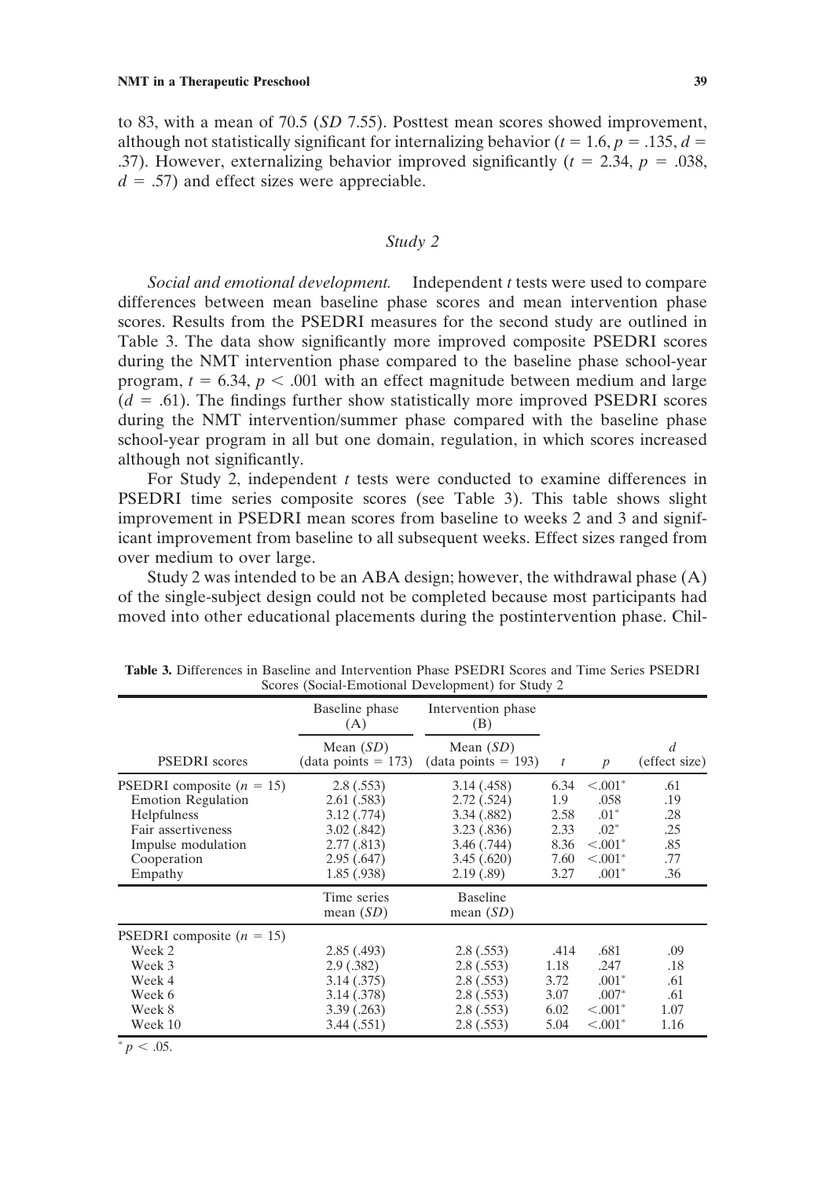to 83, with a mean of 70.5 (*SD* 7.55). Posttest mean scores showed improvement, although not statistically significant for internalizing behavior ($t = 1.6$, $p = .135$, $d = .37$). However, externalizing behavior improved significantly ($t = 2.34$, $p = .038$, $d = .57$) and effect sizes were appreciable.

### *Study 2*

*Social and emotional development.* Independent *t* tests were used to compare differences between mean baseline phase scores and mean intervention phase scores. Results from the PSEDRI measures for the second study are outlined in Table 3. The data show significantly more improved composite PSEDRI scores during the NMT intervention phase compared to the baseline phase school-year program, $t = 6.34$, $p < .001$ with an effect magnitude between medium and large ($d = .61$). The findings further show statistically more improved PSEDRI scores during the NMT intervention/summer phase compared with the baseline phase school-year program in all but one domain, regulation, in which scores increased although not significantly.

For Study 2, independent *t* tests were conducted to examine differences in PSEDRI time series composite scores (see Table 3). This table shows slight improvement in PSEDRI mean scores from baseline to weeks 2 and 3 and significant improvement from baseline to all subsequent weeks. Effect sizes ranged from over medium to over large.

Study 2 was intended to be an ABA design; however, the withdrawal phase (A) of the single-subject design could not be completed because most participants had moved into other educational placements during the postintervention phase. Chil-

**Table 3.** Differences in Baseline and Intervention Phase PSEDRI Scores and Time Series PSEDRI Scores (Social-Emotional Development) for Study 2

| | Baseline phase (A) | Intervention phase (B) | | | |
|---|---|---|---|---|---|
| PSEDRI scores | Mean (*SD*) (data points = 173) | Mean (*SD*) (data points = 193) | *t* | *p* | *d* (effect size) |
| PSEDRI composite ($n = 15$) | 2.8 (.553) | 3.14 (.458) | 6.34 | <.001* | .61 |
| Emotion Regulation | 2.61 (.583) | 2.72 (.524) | 1.9 | .058 | .19 |
| Helpfulness | 3.12 (.774) | 3.34 (.882) | 2.58 | .01* | .28 |
| Fair assertiveness | 3.02 (.842) | 3.23 (.836) | 2.33 | .02* | .25 |
| Impulse modulation | 2.77 (.813) | 3.46 (.744) | 8.36 | <.001* | .85 |
| Cooperation | 2.95 (.647) | 3.45 (.620) | 7.60 | <.001* | .77 |
| Empathy | 1.85 (.938) | 2.19 (.89) | 3.27 | .001* | .36 |
| | Time series mean (*SD*) | Baseline mean (*SD*) | | | |
| PSEDRI composite ($n = 15$) | | | | | |
| Week 2 | 2.85 (.493) | 2.8 (.553) | .414 | .681 | .09 |
| Week 3 | 2.9 (.382) | 2.8 (.553) | 1.18 | .247 | .18 |
| Week 4 | 3.14 (.375) | 2.8 (.553) | 3.72 | .001* | .61 |
| Week 6 | 3.14 (.378) | 2.8 (.553) | 3.07 | .007* | .61 |
| Week 8 | 3.39 (.263) | 2.8 (.553) | 6.02 | <.001* | 1.07 |
| Week 10 | 3.44 (.551) | 2.8 (.553) | 5.04 | <.001* | 1.16 |

* $p < .05$.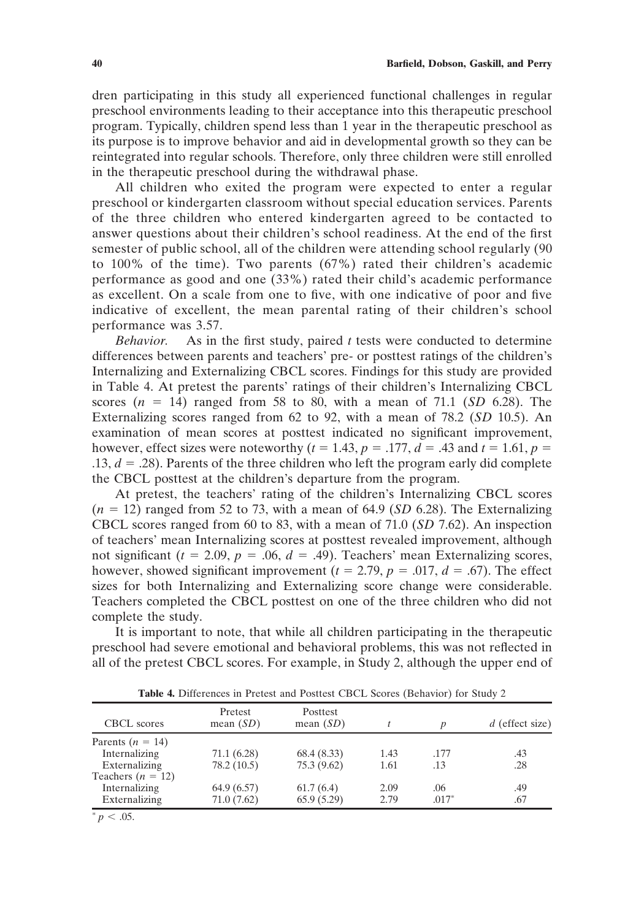dren participating in this study all experienced functional challenges in regular preschool environments leading to their acceptance into this therapeutic preschool program. Typically, children spend less than 1 year in the therapeutic preschool as its purpose is to improve behavior and aid in developmental growth so they can be reintegrated into regular schools. Therefore, only three children were still enrolled in the therapeutic preschool during the withdrawal phase.

All children who exited the program were expected to enter a regular preschool or kindergarten classroom without special education services. Parents of the three children who entered kindergarten agreed to be contacted to answer questions about their children's school readiness. At the end of the first semester of public school, all of the children were attending school regularly (90 to 100% of the time). Two parents (67%) rated their children's academic performance as good and one (33%) rated their child's academic performance as excellent. On a scale from one to five, with one indicative of poor and five indicative of excellent, the mean parental rating of their children's school performance was 3.57.

*Behavior.* As in the first study, paired $t$ tests were conducted to determine differences between parents and teachers' pre- or posttest ratings of the children's Internalizing and Externalizing CBCL scores. Findings for this study are provided in Table 4. At pretest the parents' ratings of their children's Internalizing CBCL scores ($n = 14$) ranged from 58 to 80, with a mean of 71.1 (*SD* 6.28). The Externalizing scores ranged from 62 to 92, with a mean of 78.2 (*SD* 10.5). An examination of mean scores at posttest indicated no significant improvement, however, effect sizes were noteworthy ($t = 1.43$, $p = .177$, $d = .43$ and $t = 1.61$, $p = .13$, $d = .28$). Parents of the three children who left the program early did complete the CBCL posttest at the children's departure from the program.

At pretest, the teachers' rating of the children's Internalizing CBCL scores ($n = 12$) ranged from 52 to 73, with a mean of 64.9 (*SD* 6.28). The Externalizing CBCL scores ranged from 60 to 83, with a mean of 71.0 (*SD* 7.62). An inspection of teachers' mean Internalizing scores at posttest revealed improvement, although not significant ($t = 2.09$, $p = .06$, $d = .49$). Teachers' mean Externalizing scores, however, showed significant improvement ($t = 2.79$, $p = .017$, $d = .67$). The effect sizes for both Internalizing and Externalizing score change were considerable. Teachers completed the CBCL posttest on one of the three children who did not complete the study.

It is important to note, that while all children participating in the therapeutic preschool had severe emotional and behavioral problems, this was not reflected in all of the pretest CBCL scores. For example, in Study 2, although the upper end of

**Table 4.** Differences in Pretest and Posttest CBCL Scores (Behavior) for Study 2

| CBCL scores | Pretest mean (*SD*) | Posttest mean (*SD*) | $t$ | $p$ | $d$ (effect size) |
|---|---|---|---|---|---|
| Parents ($n = 14$) | | | | | |
| Internalizing | 71.1 (6.28) | 68.4 (8.33) | 1.43 | .177 | .43 |
| Externalizing | 78.2 (10.5) | 75.3 (9.62) | 1.61 | .13 | .28 |
| Teachers ($n = 12$) | | | | | |
| Internalizing | 64.9 (6.57) | 61.7 (6.4) | 2.09 | .06 | .49 |
| Externalizing | 71.0 (7.62) | 65.9 (5.29) | 2.79 | .017* | .67 |

* $p < .05$.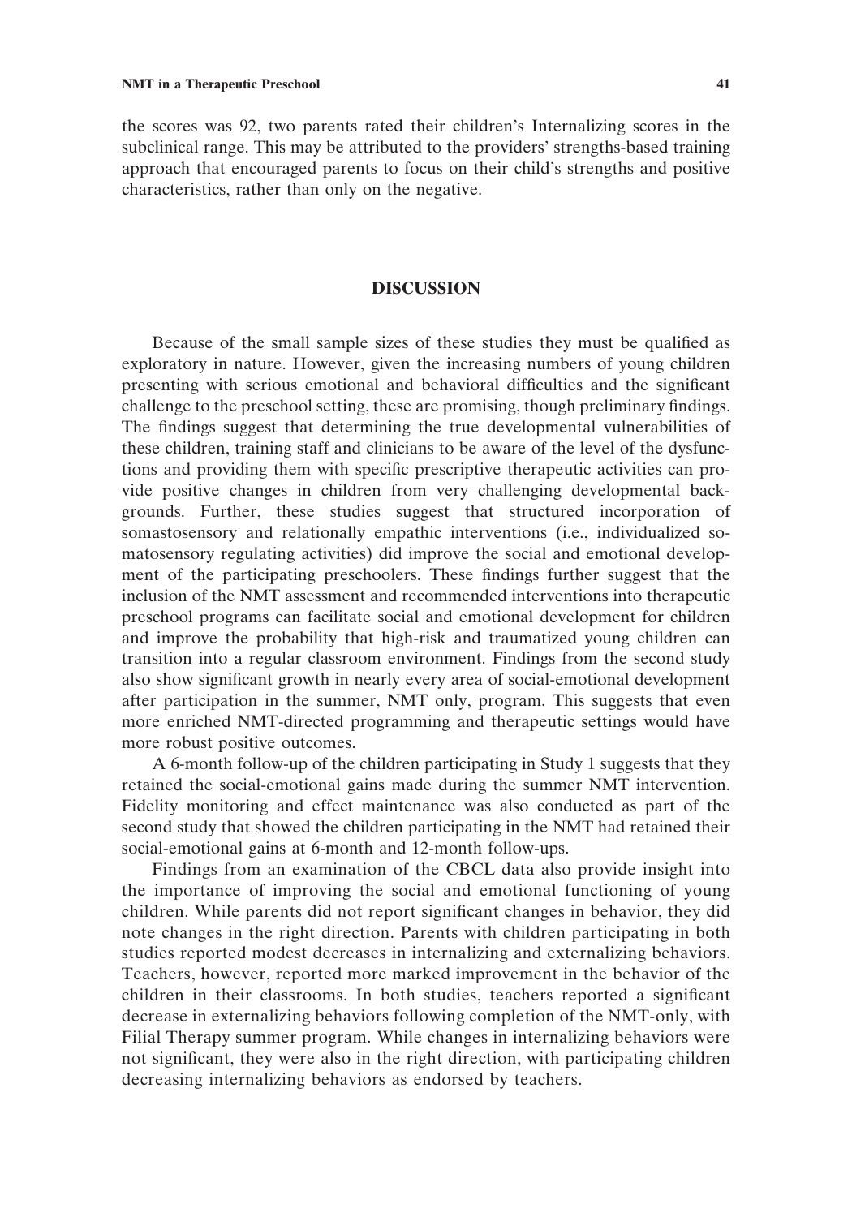the scores was 92, two parents rated their children's Internalizing scores in the subclinical range. This may be attributed to the providers' strengths-based training approach that encouraged parents to focus on their child's strengths and positive characteristics, rather than only on the negative.

## DISCUSSION

Because of the small sample sizes of these studies they must be qualified as exploratory in nature. However, given the increasing numbers of young children presenting with serious emotional and behavioral difficulties and the significant challenge to the preschool setting, these are promising, though preliminary findings. The findings suggest that determining the true developmental vulnerabilities of these children, training staff and clinicians to be aware of the level of the dysfunctions and providing them with specific prescriptive therapeutic activities can provide positive changes in children from very challenging developmental backgrounds. Further, these studies suggest that structured incorporation of somastosensory and relationally empathic interventions (i.e., individualized somatosensory regulating activities) did improve the social and emotional development of the participating preschoolers. These findings further suggest that the inclusion of the NMT assessment and recommended interventions into therapeutic preschool programs can facilitate social and emotional development for children and improve the probability that high-risk and traumatized young children can transition into a regular classroom environment. Findings from the second study also show significant growth in nearly every area of social-emotional development after participation in the summer, NMT only, program. This suggests that even more enriched NMT-directed programming and therapeutic settings would have more robust positive outcomes.

A 6-month follow-up of the children participating in Study 1 suggests that they retained the social-emotional gains made during the summer NMT intervention. Fidelity monitoring and effect maintenance was also conducted as part of the second study that showed the children participating in the NMT had retained their social-emotional gains at 6-month and 12-month follow-ups.

Findings from an examination of the CBCL data also provide insight into the importance of improving the social and emotional functioning of young children. While parents did not report significant changes in behavior, they did note changes in the right direction. Parents with children participating in both studies reported modest decreases in internalizing and externalizing behaviors. Teachers, however, reported more marked improvement in the behavior of the children in their classrooms. In both studies, teachers reported a significant decrease in externalizing behaviors following completion of the NMT-only, with Filial Therapy summer program. While changes in internalizing behaviors were not significant, they were also in the right direction, with participating children decreasing internalizing behaviors as endorsed by teachers.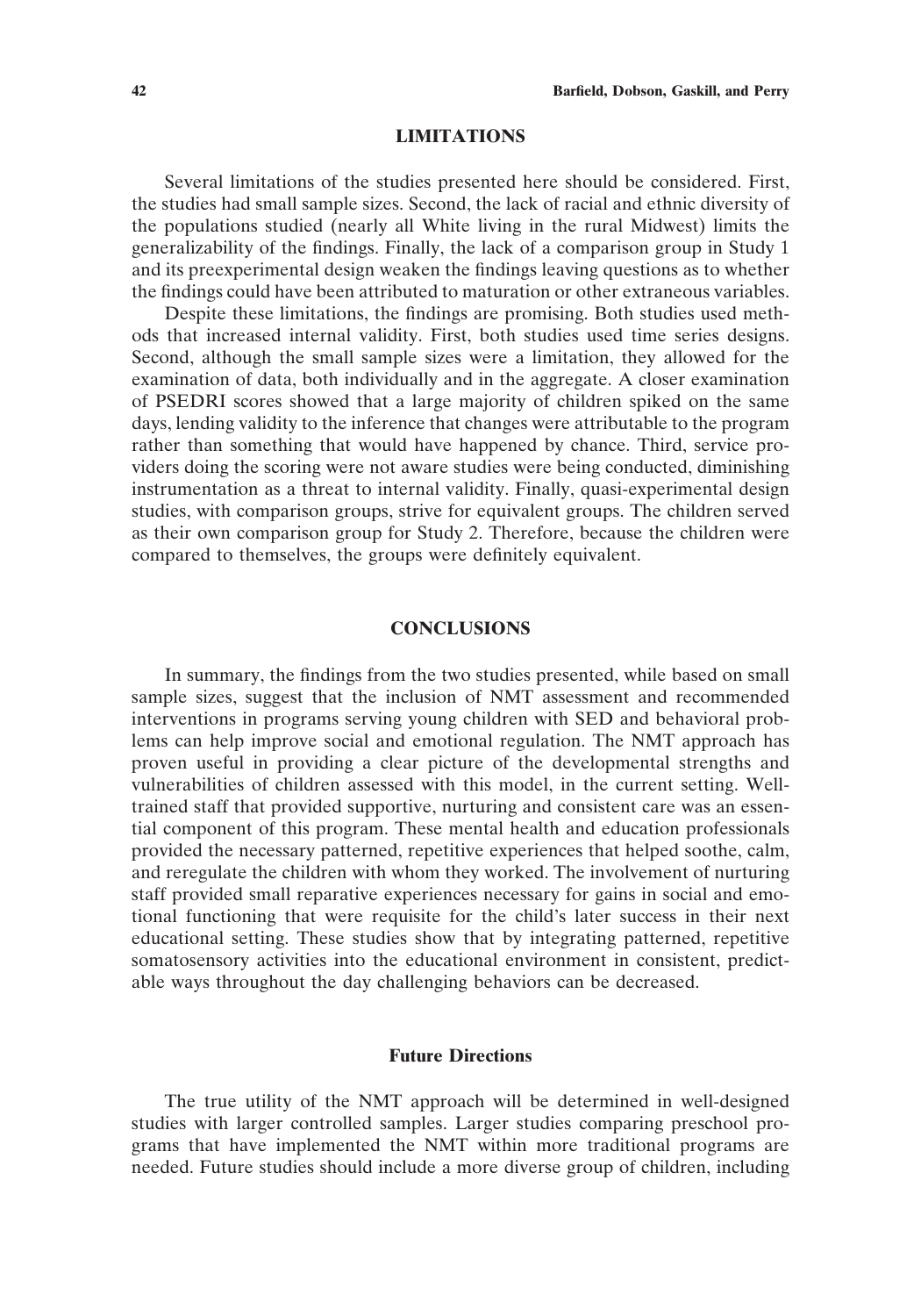## LIMITATIONS

Several limitations of the studies presented here should be considered. First, the studies had small sample sizes. Second, the lack of racial and ethnic diversity of the populations studied (nearly all White living in the rural Midwest) limits the generalizability of the findings. Finally, the lack of a comparison group in Study 1 and its preexperimental design weaken the findings leaving questions as to whether the findings could have been attributed to maturation or other extraneous variables.

Despite these limitations, the findings are promising. Both studies used methods that increased internal validity. First, both studies used time series designs. Second, although the small sample sizes were a limitation, they allowed for the examination of data, both individually and in the aggregate. A closer examination of PSEDRI scores showed that a large majority of children spiked on the same days, lending validity to the inference that changes were attributable to the program rather than something that would have happened by chance. Third, service providers doing the scoring were not aware studies were being conducted, diminishing instrumentation as a threat to internal validity. Finally, quasi-experimental design studies, with comparison groups, strive for equivalent groups. The children served as their own comparison group for Study 2. Therefore, because the children were compared to themselves, the groups were definitely equivalent.

## CONCLUSIONS

In summary, the findings from the two studies presented, while based on small sample sizes, suggest that the inclusion of NMT assessment and recommended interventions in programs serving young children with SED and behavioral problems can help improve social and emotional regulation. The NMT approach has proven useful in providing a clear picture of the developmental strengths and vulnerabilities of children assessed with this model, in the current setting. Well-trained staff that provided supportive, nurturing and consistent care was an essential component of this program. These mental health and education professionals provided the necessary patterned, repetitive experiences that helped soothe, calm, and reregulate the children with whom they worked. The involvement of nurturing staff provided small reparative experiences necessary for gains in social and emotional functioning that were requisite for the child's later success in their next educational setting. These studies show that by integrating patterned, repetitive somatosensory activities into the educational environment in consistent, predictable ways throughout the day challenging behaviors can be decreased.

### Future Directions

The true utility of the NMT approach will be determined in well-designed studies with larger controlled samples. Larger studies comparing preschool programs that have implemented the NMT within more traditional programs are needed. Future studies should include a more diverse group of children, including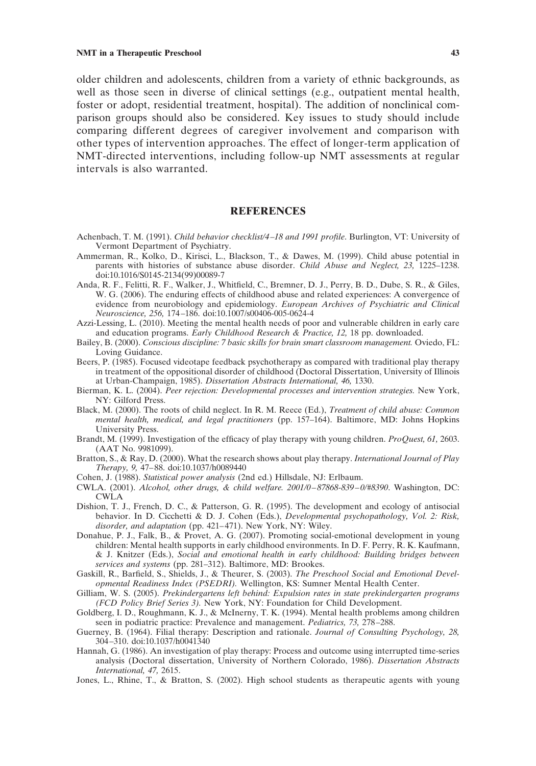older children and adolescents, children from a variety of ethnic backgrounds, as well as those seen in diverse of clinical settings (e.g., outpatient mental health, foster or adopt, residential treatment, hospital). The addition of nonclinical comparison groups should also be considered. Key issues to study should include comparing different degrees of caregiver involvement and comparison with other types of intervention approaches. The effect of longer-term application of NMT-directed interventions, including follow-up NMT assessments at regular intervals is also warranted.

## REFERENCES

Achenbach, T. M. (1991). *Child behavior checklist/4–18 and 1991 profile*. Burlington, VT: University of Vermont Department of Psychiatry.

Ammerman, R., Kolko, D., Kirisci, L., Blackson, T., & Dawes, M. (1999). Child abuse potential in parents with histories of substance abuse disorder. *Child Abuse and Neglect, 23,* 1225–1238. doi:10.1016/S0145-2134(99)00089-7

Anda, R. F., Felitti, R. F., Walker, J., Whitfield, C., Bremner, D. J., Perry, B. D., Dube, S. R., & Giles, W. G. (2006). The enduring effects of childhood abuse and related experiences: A convergence of evidence from neurobiology and epidemiology. *European Archives of Psychiatric and Clinical Neuroscience, 256,* 174–186. doi:10.1007/s00406-005-0624-4

Azzi-Lessing, L. (2010). Meeting the mental health needs of poor and vulnerable children in early care and education programs. *Early Childhood Research & Practice, 12,* 18 pp. downloaded.

Bailey, B. (2000). *Conscious discipline: 7 basic skills for brain smart classroom management.* Oviedo, FL: Loving Guidance.

Beers, P. (1985). Focused videotape feedback psychotherapy as compared with traditional play therapy in treatment of the oppositional disorder of childhood (Doctoral Dissertation, University of Illinois at Urban-Champaign, 1985). *Dissertation Abstracts International, 46,* 1330.

Bierman, K. L. (2004). *Peer rejection: Developmental processes and intervention strategies.* New York, NY: Gilford Press.

Black, M. (2000). The roots of child neglect. In R. M. Reece (Ed.), *Treatment of child abuse: Common mental health, medical, and legal practitioners* (pp. 157–164). Baltimore, MD: Johns Hopkins University Press.

Brandt, M. (1999). Investigation of the efficacy of play therapy with young children. *ProQuest, 61,* 2603. (AAT No. 9981099).

Bratton, S., & Ray, D. (2000). What the research shows about play therapy. *International Journal of Play Therapy, 9,* 47–88. doi:10.1037/h0089440

Cohen, J. (1988). *Statistical power analysis* (2nd ed.) Hillsdale, NJ: Erlbaum.

CWLA. (2001). *Alcohol, other drugs, & child welfare. 2001/0–87868-839–0/#8390*. Washington, DC: CWLA

Dishion, T. J., French, D. C., & Patterson, G. R. (1995). The development and ecology of antisocial behavior. In D. Cicchetti & D. J. Cohen (Eds.), *Developmental psychopathology, Vol. 2: Risk, disorder, and adaptation* (pp. 421–471). New York, NY: Wiley.

Donahue, P. J., Falk, B., & Provet, A. G. (2007). Promoting social-emotional development in young children: Mental health supports in early childhood environments. In D. F. Perry, R. K. Kaufmann, & J. Knitzer (Eds.), *Social and emotional health in early childhood: Building bridges between services and systems* (pp. 281–312). Baltimore, MD: Brookes.

Gaskill, R., Barfield, S., Shields, J., & Theurer, S. (2003). *The Preschool Social and Emotional Developmental Readiness Index (PSEDRI).* Wellington, KS: Sumner Mental Health Center.

Gilliam, W. S. (2005). *Prekindergartens left behind: Expulsion rates in state prekindergarten programs (FCD Policy Brief Series 3).* New York, NY: Foundation for Child Development.

Goldberg, I. D., Roughmann, K. J., & McInerny, T. K. (1994). Mental health problems among children seen in podiatric practice: Prevalence and management. *Pediatrics, 73,* 278–288.

Guerney, B. (1964). Filial therapy: Description and rationale. *Journal of Consulting Psychology, 28,* 304–310. doi:10.1037/h0041340

Hannah, G. (1986). An investigation of play therapy: Process and outcome using interrupted time-series analysis (Doctoral dissertation, University of Northern Colorado, 1986). *Dissertation Abstracts International, 47,* 2615.

Jones, L., Rhine, T., & Bratton, S. (2002). High school students as therapeutic agents with young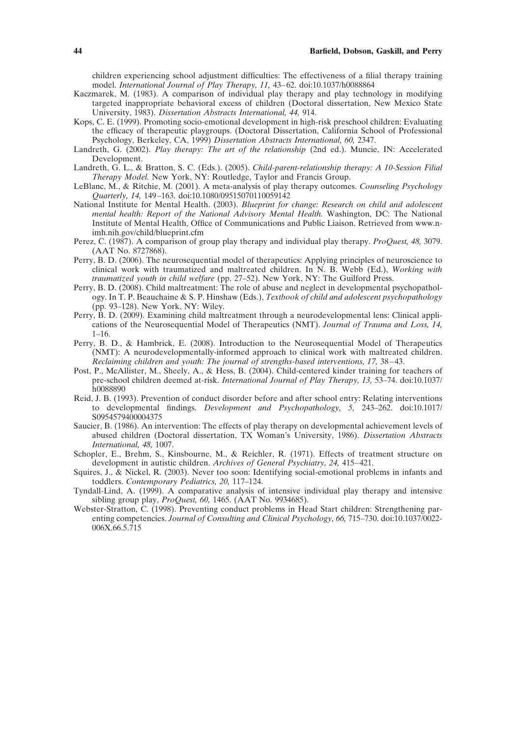children experiencing school adjustment difficulties: The effectiveness of a filial therapy training model. *International Journal of Play Therapy, 11,* 43–62. doi:10.1037/h0088864

Kaczmarek, M. (1983). A comparison of individual play therapy and play technology in modifying targeted inappropriate behavioral excess of children (Doctoral dissertation, New Mexico State University, 1983). *Dissertation Abstracts International, 44,* 914.

Kops, C. E. (1999). Promoting socio-emotional development in high-risk preschool children: Evaluating the efficacy of therapeutic playgroups. (Doctoral Dissertation, California School of Professional Psychology, Berkeley, CA, 1999) *Dissertation Abstracts International, 60,* 2347.

Landreth, G. (2002). *Play therapy: The art of the relationship* (2nd ed.). Muncie, IN: Accelerated Development.

Landreth, G. L., & Bratton, S. C. (Eds.). (2005). *Child-parent-relationship therapy: A 10-Session Filial Therapy Model.* New York, NY: Routledge, Taylor and Francis Group.

LeBlanc, M., & Ritchie, M. (2001). A meta-analysis of play therapy outcomes. *Counseling Psychology Quarterly, 14,* 149–163. doi:10.1080/09515070110059142

National Institute for Mental Health. (2003). *Blueprint for change: Research on child and adolescent mental health: Report of the National Advisory Mental Health.* Washington, DC: The National Institute of Mental Health, Office of Communications and Public Liaison. Retrieved from www.n-imh.nih.gov/child/blueprint.cfm

Perez, C. (1987). A comparison of group play therapy and individual play therapy. *ProQuest, 48,* 3079. (AAT No. 8727868).

Perry, B. D. (2006). The neurosequential model of therapeutics: Applying principles of neuroscience to clinical work with traumatized and maltreated children. In N. B. Webb (Ed.), *Working with traumatized youth in child welfare* (pp. 27–52). New York, NY: The Guilford Press.

Perry, B. D. (2008). Child maltreatment: The role of abuse and neglect in developmental psychopathology. In T. P. Beauchaine & S. P. Hinshaw (Eds.), *Textbook of child and adolescent psychopathology* (pp. 93–128). New York, NY: Wiley.

Perry, B. D. (2009). Examining child maltreatment through a neurodevelopmental lens: Clinical applications of the Neurosequential Model of Therapeutics (NMT). *Journal of Trauma and Loss, 14,* 1–16.

Perry, B. D., & Hambrick, E. (2008). Introduction to the Neurosequential Model of Therapeutics (NMT): A neurodevelopmentally-informed approach to clinical work with maltreated children. *Reclaiming children and youth: The journal of strengths-based interventions, 17,* 38–43.

Post, P., McAllister, M., Sheely, A., & Hess, B. (2004). Child-centered kinder training for teachers of pre-school children deemed at-risk. *International Journal of Play Therapy, 13,* 53–74. doi:10.1037/h0088890

Reid, J. B. (1993). Prevention of conduct disorder before and after school entry: Relating interventions to developmental findings. *Development and Psychopathology, 5,* 243–262. doi:10.1017/S0954579400004375

Saucier, B. (1986). An intervention: The effects of play therapy on developmental achievement levels of abused children (Doctoral dissertation, TX Woman's University, 1986). *Dissertation Abstracts International, 48,* 1007.

Schopler, E., Brehm, S., Kinsbourne, M., & Reichler, R. (1971). Effects of treatment structure on development in autistic children. *Archives of General Psychiatry, 24,* 415–421.

Squires, J., & Nickel, R. (2003). Never too soon: Identifying social-emotional problems in infants and toddlers. *Contemporary Pediatrics, 20,* 117–124.

Tyndall-Lind, A. (1999). A comparative analysis of intensive individual play therapy and intensive sibling group play, *ProQuest, 60,* 1465. (AAT No. 9934685).

Webster-Stratton, C. (1998). Preventing conduct problems in Head Start children: Strengthening parenting competencies. *Journal of Consulting and Clinical Psychology, 66,* 715–730. doi:10.1037/0022-006X.66.5.715